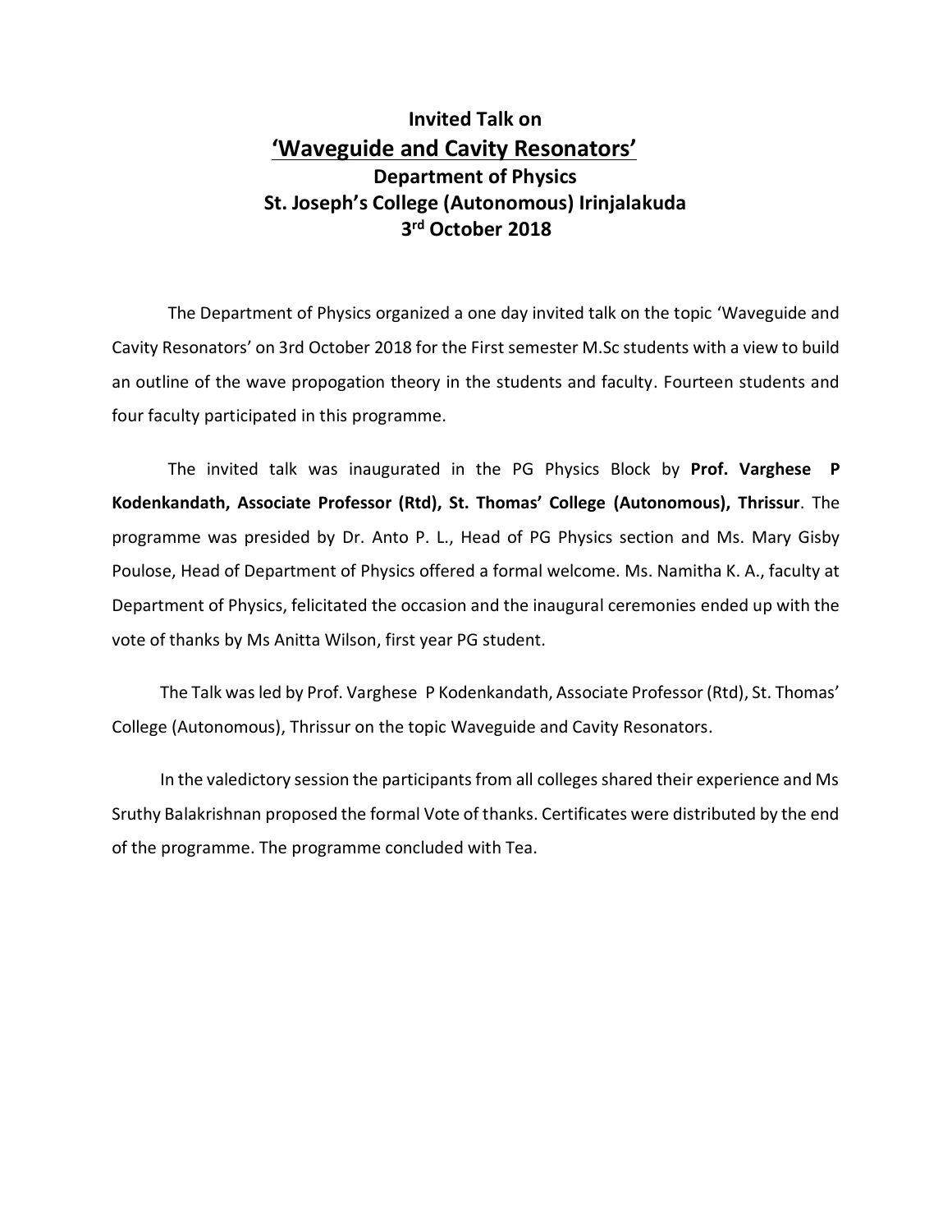# Invited Talk on

## <u>'Waveguide and Cavity Resonators'</u>

### Department of Physics
### St. Joseph's College (Autonomous) Irinjalakuda
### 3rd October 2018

The Department of Physics organized a one day invited talk on the topic 'Waveguide and Cavity Resonators' on 3rd October 2018 for the First semester M.Sc students with a view to build an outline of the wave propogation theory in the students and faculty. Fourteen students and four faculty participated in this programme.

The invited talk was inaugurated in the PG Physics Block by **Prof. Varghese P Kodenkandath, Associate Professor (Rtd), St. Thomas' College (Autonomous), Thrissur**. The programme was presided by Dr. Anto P. L., Head of PG Physics section and Ms. Mary Gisby Poulose, Head of Department of Physics offered a formal welcome. Ms. Namitha K. A., faculty at Department of Physics, felicitated the occasion and the inaugural ceremonies ended up with the vote of thanks by Ms Anitta Wilson, first year PG student.

The Talk was led by Prof. Varghese P Kodenkandath, Associate Professor (Rtd), St. Thomas' College (Autonomous), Thrissur on the topic Waveguide and Cavity Resonators.

In the valedictory session the participants from all colleges shared their experience and Ms Sruthy Balakrishnan proposed the formal Vote of thanks. Certificates were distributed by the end of the programme. The programme concluded with Tea.